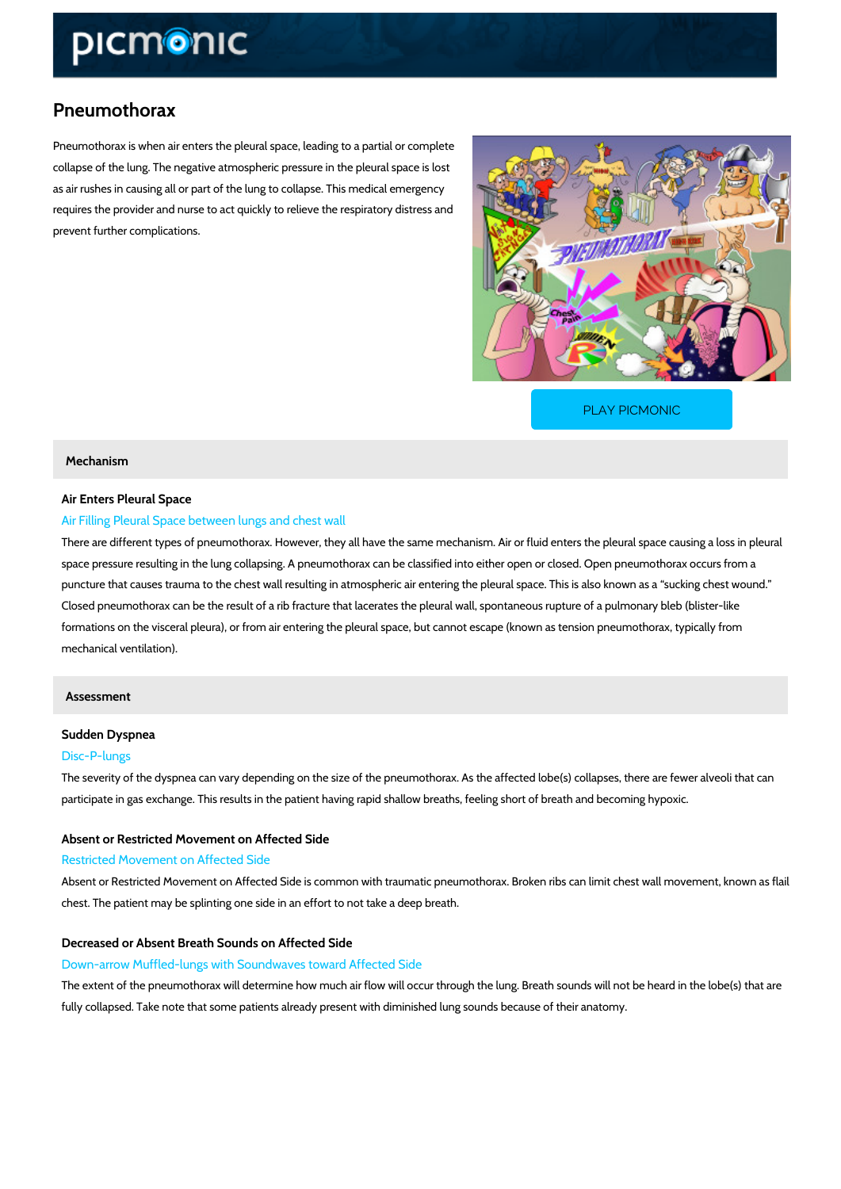# Pneumothorax

Pneumothorax is when air enters the pleural space, leading to a partial or complete collapse of the lung. The negative atmospheric pressure in the pleural space is lost as air rushes in causing all or part of the lung to collapse. This medical emergency requires the provider and nurse to act quickly to relieve the respiratory distress and prevent further complications.

PLAY PICMONIC

## Mechanism

### Air Enters Pleural Space

Air Filling Pleural Space between lungs and chest wall

There are different types of pneumothorax. However, they all have the same mechanism. Air or fluid enters the pleural space causing a loss in pleural space pressure resulting in the lung collapsing. A pneumothorax can be classified into either open or closed. Open pneumothorax occurs from a puncture that causes trauma to the chest wall resulting in atmospheric air entering the pleural space. This is also known as a "sucking chest wound." Closed pneumothorax can be the result of a rib fracture that lacerates the pleural wall, spontaneous rupture of a pulmonary bleb (blister-like formations on the visceral pleura), or from air entering the pleural space, but cannot escape (known as tension pneumothorax, typically from mechanical ventilation).

## Assessment

### Sudden Dyspnea

Disc-P-lungs

The severity of the dyspnea can vary depending on the size of the pneumothorax. As the affected lobe(s) collapses, there are fewer alveoli that can participate in gas exchange. This results in the patient having rapid shallow breaths, feeling short of breath and becoming hypoxic.

### Absent or Restricted Movement on Affected Side

Restricted Movement on Affected Side

Absent or Restricted Movement on Affected Side is common with traumatic pneumothorax. Broken ribs can limit chest wall movement, known as flail chest. The patient may be splinting one side in an effort to not take a deep breath.

### Decreased or Absent Breath Sounds on Affected Side

Down-arrow Muffled-lungs with Soundwaves toward Affected Side

The extent of the pneumothorax will determine how much air flow will occur through the lung. Breath sounds will not be heard in the lobe(s) that are fully collapsed. Take note that some patients already present with diminished lung sounds because of their anatomy.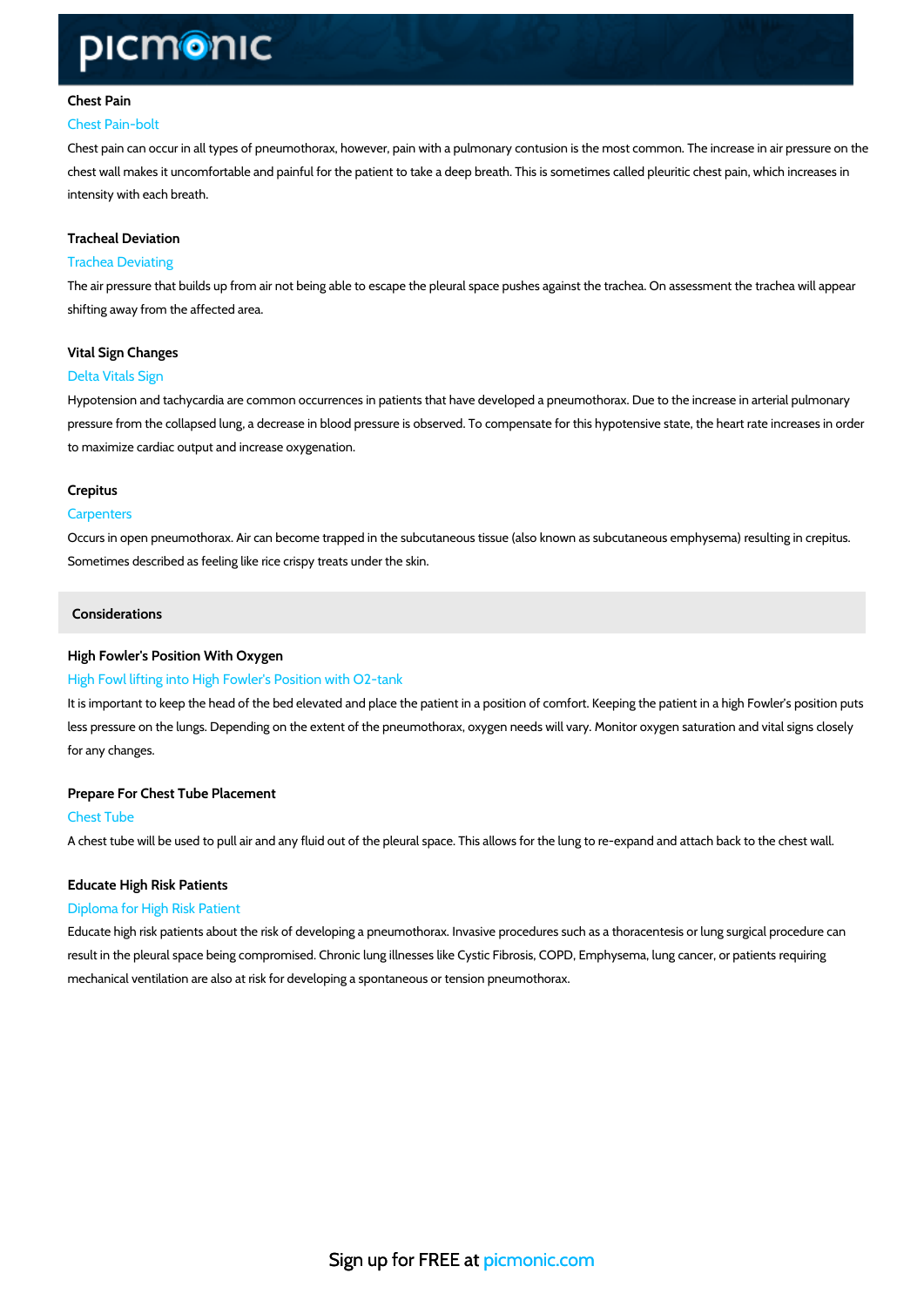### Chest Pain

Chest Pain-bolt

Chest pain can occur in all types of pneumothorax, however, pain with a pulmonary contusion is the most common. The increase in air pressure on the chest wall makes it uncomfortable and painful for the patient to take a deep breath. This is sometimes called pleuritic chest pain, which increases in intensity with each breath.

### Tracheal Deviation

Trachea Deviating

The air pressure that builds up from air not being able to escape the pleural space pushes against the trachea. On assessment the trachea will appear shifting away from the affected area.

### Vital Sign Changes

Delta Vitals Sign

Hypotension and tachycardia are common occurrences in patients that have developed a pneumothorax. Due to the increase in arterial pulmonary pressure from the collapsed lung, a decrease in blood pressure is observed. To compensate for this hypotensive state, the heart rate increases in order to maximize cardiac output and increase oxygenation.

### Crepitus

Carpenters

Occurs in open pneumothorax. Air can become trapped in the subcutaneous tissue (also known as subcutaneous emphysema) resulting in crepitus. Sometimes described as feeling like rice crispy treats under the skin.

## Considerations

### High Fowler's Position With Oxygen

High Fowl lifting into High Fowler's Position with O2-tank

It is important to keep the head of the bed elevated and place the patient in a position of comfort. Keeping the patient in a high Fowler's position puts less pressure on the lungs. Depending on the extent of the pneumothorax, oxygen needs will vary. Monitor oxygen saturation and vital signs closely for any changes.

### Prepare For Chest Tube Placement

Chest Tube

A chest tube will be used to pull air and any fluid out of the pleural space. This allows for the lung to re-expand and attach back to the chest wall.

### Educate High Risk Patients

Diploma for High Risk Patient

Educate high risk patients about the risk of developing a pneumothorax. Invasive procedures such as a thoracentesis or lung surgical procedure can result in the pleural space being compromised. Chronic lung illnesses like Cystic Fibrosis, COPD, Emphysema, lung cancer, or patients requiring mechanical ventilation are also at risk for developing a spontaneous or tension pneumothorax.